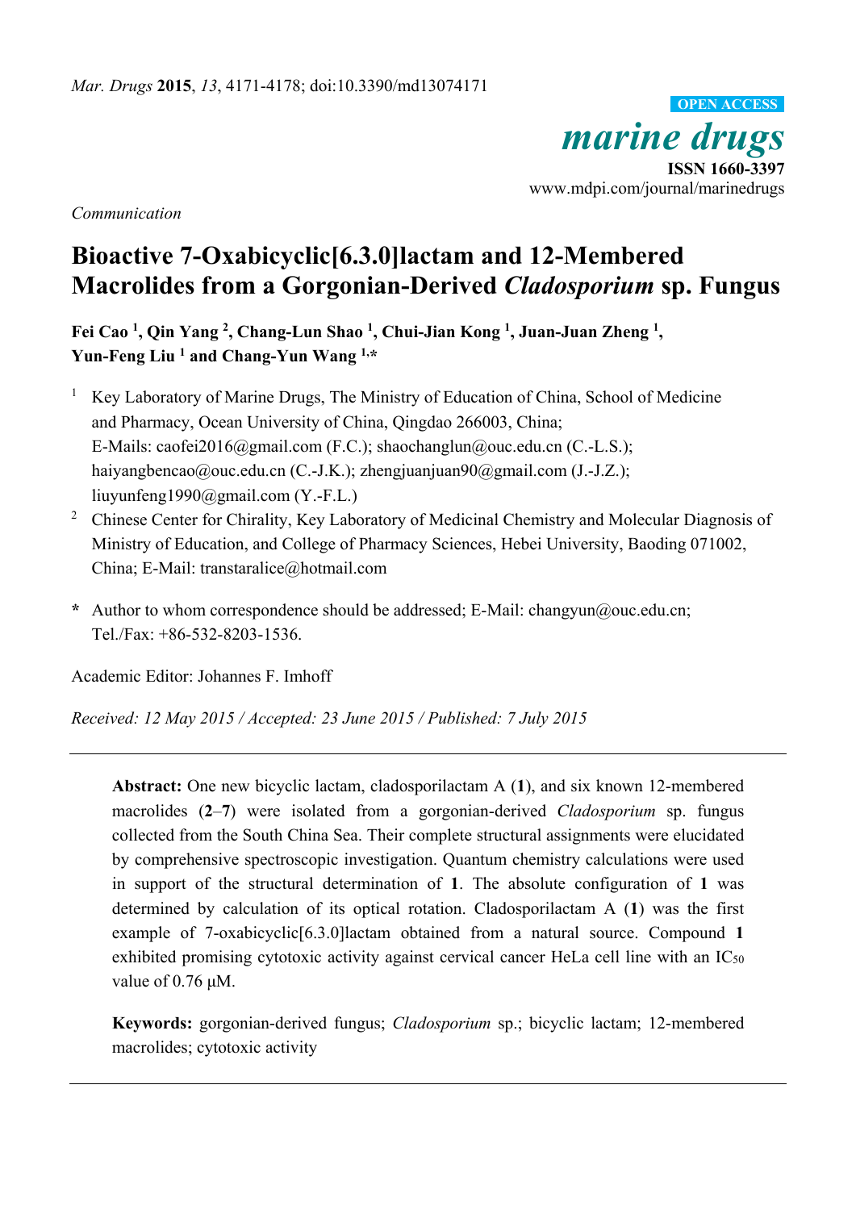*Communication*

# Bioactive 7-Oxabicyclic[6.3.0]lactam and 12-Membered Macrolides from a Gorgonian-Derived *Cladosporium* sp. Fungus

**Fei Cao [1], Qin Yang [2], Chang-Lun Shao [1], Chui-Jian Kong [1], Juan-Juan Zheng [1], Yun-Feng Liu [1] and Chang-Yun Wang [1,*]**

[1] Key Laboratory of Marine Drugs, The Ministry of Education of China, School of Medicine and Pharmacy, Ocean University of China, Qingdao 266003, China; E-Mails: caofei2016@gmail.com (F.C.); shaochanglun@ouc.edu.cn (C.-L.S.); haiyangbencao@ouc.edu.cn (C.-J.K.); zhengjuanjuan90@gmail.com (J.-J.Z.); liuyunfeng1990@gmail.com (Y.-F.L.)

[2] Chinese Center for Chirality, Key Laboratory of Medicinal Chemistry and Molecular Diagnosis of Ministry of Education, and College of Pharmacy Sciences, Hebei University, Baoding 071002, China; E-Mail: transtaralice@hotmail.com

* Author to whom correspondence should be addressed; E-Mail: changyun@ouc.edu.cn; Tel./Fax: +86-532-8203-1536.

Academic Editor: Johannes F. Imhoff

*Received: 12 May 2015 / Accepted: 23 June 2015 / Published: 7 July 2015*

---

**Abstract:** One new bicyclic lactam, cladosporilactam A (**1**), and six known 12-membered macrolides (**2**–**7**) were isolated from a gorgonian-derived *Cladosporium* sp. fungus collected from the South China Sea. Their complete structural assignments were elucidated by comprehensive spectroscopic investigation. Quantum chemistry calculations were used in support of the structural determination of **1**. The absolute configuration of **1** was determined by calculation of its optical rotation. Cladosporilactam A (**1**) was the first example of 7-oxabicyclic[6.3.0]lactam obtained from a natural source. Compound **1** exhibited promising cytotoxic activity against cervical cancer HeLa cell line with an $IC_{50}$ value of 0.76 μM.

**Keywords:** gorgonian-derived fungus; *Cladosporium* sp.; bicyclic lactam; 12-membered macrolides; cytotoxic activity

---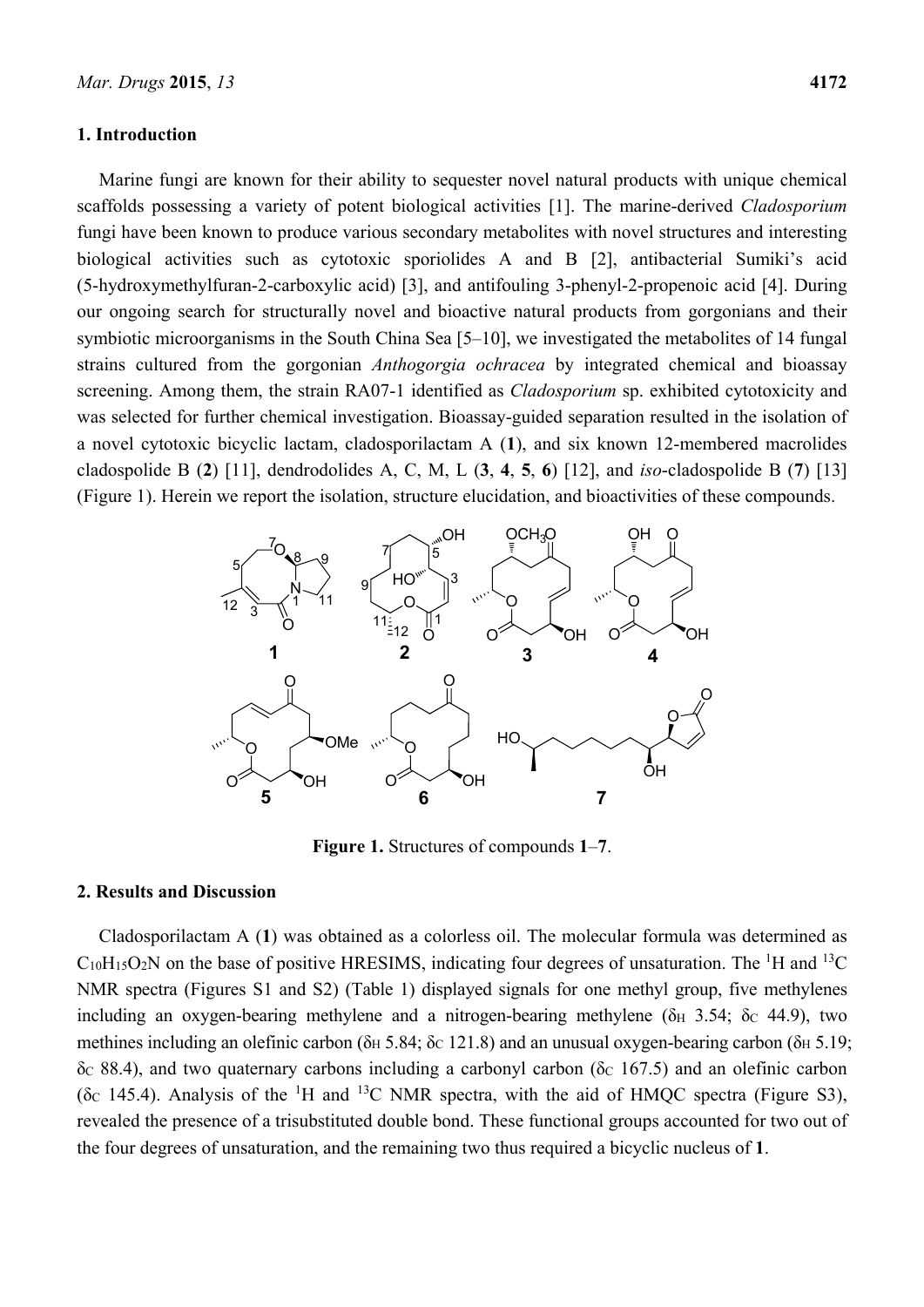## 1. Introduction

Marine fungi are known for their ability to sequester novel natural products with unique chemical scaffolds possessing a variety of potent biological activities [1]. The marine-derived *Cladosporium* fungi have been known to produce various secondary metabolites with novel structures and interesting biological activities such as cytotoxic sporiolides A and B [2], antibacterial Sumiki's acid (5-hydroxymethylfuran-2-carboxylic acid) [3], and antifouling 3-phenyl-2-propenoic acid [4]. During our ongoing search for structurally novel and bioactive natural products from gorgonians and their symbiotic microorganisms in the South China Sea [5–10], we investigated the metabolites of 14 fungal strains cultured from the gorgonian *Anthogorgia ochracea* by integrated chemical and bioassay screening. Among them, the strain RA07-1 identified as *Cladosporium* sp. exhibited cytotoxicity and was selected for further chemical investigation. Bioassay-guided separation resulted in the isolation of a novel cytotoxic bicyclic lactam, cladosporilactam A (**1**), and six known 12-membered macrolides cladospolide B (**2**) [11], dendrodolides A, C, M, L (**3**, **4**, **5**, **6**) [12], and *iso*-cladospolide B (**7**) [13] (Figure 1). Herein we report the isolation, structure elucidation, and bioactivities of these compounds.

**Figure 1.** Structures of compounds **1**–**7**.

## 2. Results and Discussion

Cladosporilactam A (**1**) was obtained as a colorless oil. The molecular formula was determined as $C_{10}H_{15}O_2N$ on the base of positive HRESIMS, indicating four degrees of unsaturation. The $^1$H and $^{13}$C NMR spectra (Figures S1 and S2) (Table 1) displayed signals for one methyl group, five methylenes including an oxygen-bearing methylene and a nitrogen-bearing methylene ($\delta_H$ 3.54; $\delta_C$ 44.9), two methines including an olefinic carbon ($\delta_H$ 5.84; $\delta_C$ 121.8) and an unusual oxygen-bearing carbon ($\delta_H$ 5.19; $\delta_C$ 88.4), and two quaternary carbons including a carbonyl carbon ($\delta_C$ 167.5) and an olefinic carbon ($\delta_C$ 145.4). Analysis of the $^1$H and $^{13}$C NMR spectra, with the aid of HMQC spectra (Figure S3), revealed the presence of a trisubstituted double bond. These functional groups accounted for two out of the four degrees of unsaturation, and the remaining two thus required a bicyclic nucleus of **1**.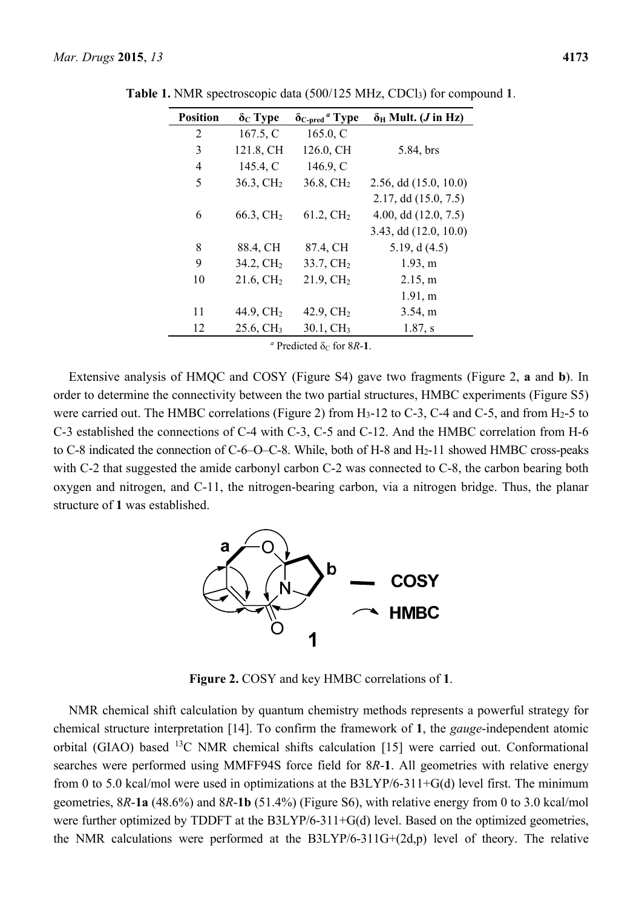**Table 1.** NMR spectroscopic data (500/125 MHz, $CDCl_3$) for compound **1**.

| Position | $\delta_C$ Type | $\delta_{C\text{-pred}}$ [a] Type | $\delta_H$ Mult. ($J$ in Hz) |
|---|---|---|---|
| 2 | 167.5, C | 165.0, C | |
| 3 | 121.8, CH | 126.0, CH | 5.84, brs |
| 4 | 145.4, C | 146.9, C | |
| 5 | 36.3, $CH_2$ | 36.8, $CH_2$ | 2.56, dd (15.0, 10.0) |
| | | | 2.17, dd (15.0, 7.5) |
| 6 | 66.3, $CH_2$ | 61.2, $CH_2$ | 4.00, dd (12.0, 7.5) |
| | | | 3.43, dd (12.0, 10.0) |
| 8 | 88.4, CH | 87.4, CH | 5.19, d (4.5) |
| 9 | 34.2, $CH_2$ | 33.7, $CH_2$ | 1.93, m |
| 10 | 21.6, $CH_2$ | 21.9, $CH_2$ | 2.15, m |
| | | | 1.91, m |
| 11 | 44.9, $CH_2$ | 42.9, $CH_2$ | 3.54, m |
| 12 | 25.6, $CH_3$ | 30.1, $CH_3$ | 1.87, s |

[a] Predicted $\delta_C$ for 8*R*-**1**.

Extensive analysis of HMQC and COSY (Figure S4) gave two fragments (Figure 2, **a** and **b**). In order to determine the connectivity between the two partial structures, HMBC experiments (Figure S5) were carried out. The HMBC correlations (Figure 2) from $H_3$-12 to C-3, C-4 and C-5, and from $H_2$-5 to C-3 established the connections of C-4 with C-3, C-5 and C-12. And the HMBC correlation from H-6 to C-8 indicated the connection of C-6–O–C-8. While, both of H-8 and $H_2$-11 showed HMBC cross-peaks with C-2 that suggested the amide carbonyl carbon C-2 was connected to C-8, the carbon bearing both oxygen and nitrogen, and C-11, the nitrogen-bearing carbon, via a nitrogen bridge. Thus, the planar structure of **1** was established.

**Figure 2.** COSY and key HMBC correlations of **1**.

NMR chemical shift calculation by quantum chemistry methods represents a powerful strategy for chemical structure interpretation [14]. To confirm the framework of **1**, the *gauge*-independent atomic orbital (GIAO) based $^{13}C$ NMR chemical shifts calculation [15] were carried out. Conformational searches were performed using MMFF94S force field for 8*R*-**1**. All geometries with relative energy from 0 to 5.0 kcal/mol were used in optimizations at the B3LYP/6-311+G(d) level first. The minimum geometries, 8*R*-**1a** (48.6%) and 8*R*-**1b** (51.4%) (Figure S6), with relative energy from 0 to 3.0 kcal/mol were further optimized by TDDFT at the B3LYP/6-311+G(d) level. Based on the optimized geometries, the NMR calculations were performed at the B3LYP/6-311G+(2d,p) level of theory. The relative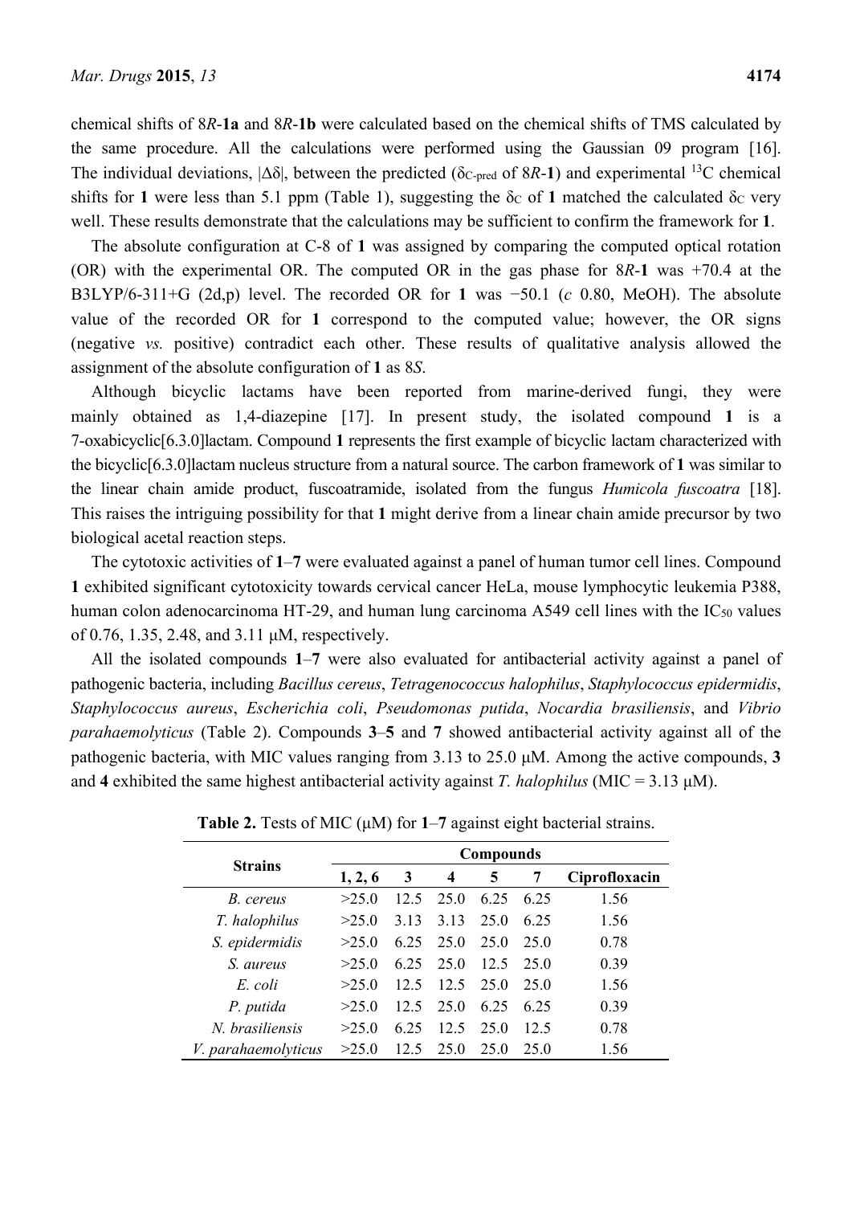chemical shifts of 8*R*-**1a** and 8*R*-**1b** were calculated based on the chemical shifts of TMS calculated by the same procedure. All the calculations were performed using the Gaussian 09 program [16]. The individual deviations, |Δδ|, between the predicted ($\delta_{C\text{-pred}}$ of 8*R*-**1**) and experimental $^{13}$C chemical shifts for **1** were less than 5.1 ppm (Table 1), suggesting the $\delta_C$ of **1** matched the calculated $\delta_C$ very well. These results demonstrate that the calculations may be sufficient to confirm the framework for **1**.

The absolute configuration at C-8 of **1** was assigned by comparing the computed optical rotation (OR) with the experimental OR. The computed OR in the gas phase for 8*R*-**1** was +70.4 at the B3LYP/6-311+G (2d,p) level. The recorded OR for **1** was −50.1 (*c* 0.80, MeOH). The absolute value of the recorded OR for **1** correspond to the computed value; however, the OR signs (negative *vs.* positive) contradict each other. These results of qualitative analysis allowed the assignment of the absolute configuration of **1** as 8*S*.

Although bicyclic lactams have been reported from marine-derived fungi, they were mainly obtained as 1,4-diazepine [17]. In present study, the isolated compound **1** is a 7-oxabicyclic[6.3.0]lactam. Compound **1** represents the first example of bicyclic lactam characterized with the bicyclic[6.3.0]lactam nucleus structure from a natural source. The carbon framework of **1** was similar to the linear chain amide product, fuscoatramide, isolated from the fungus *Humicola fuscoatra* [18]. This raises the intriguing possibility for that **1** might derive from a linear chain amide precursor by two biological acetal reaction steps.

The cytotoxic activities of **1**–**7** were evaluated against a panel of human tumor cell lines. Compound **1** exhibited significant cytotoxicity towards cervical cancer HeLa, mouse lymphocytic leukemia P388, human colon adenocarcinoma HT-29, and human lung carcinoma A549 cell lines with the $IC_{50}$ values of 0.76, 1.35, 2.48, and 3.11 μM, respectively.

All the isolated compounds **1**–**7** were also evaluated for antibacterial activity against a panel of pathogenic bacteria, including *Bacillus cereus*, *Tetragenococcus halophilus*, *Staphylococcus epidermidis*, *Staphylococcus aureus*, *Escherichia coli*, *Pseudomonas putida*, *Nocardia brasiliensis*, and *Vibrio parahaemolyticus* (Table 2). Compounds **3**–**5** and **7** showed antibacterial activity against all of the pathogenic bacteria, with MIC values ranging from 3.13 to 25.0 μM. Among the active compounds, **3** and **4** exhibited the same highest antibacterial activity against *T. halophilus* (MIC = 3.13 μM).

**Table 2.** Tests of MIC (μM) for **1**–**7** against eight bacterial strains.

| Strains | Compounds | | | | | |
|---|---|---|---|---|---|---|
| | **1, 2, 6** | **3** | **4** | **5** | **7** | **Ciprofloxacin** |
| *B. cereus* | >25.0 | 12.5 | 25.0 | 6.25 | 6.25 | 1.56 |
| *T. halophilus* | >25.0 | 3.13 | 3.13 | 25.0 | 6.25 | 1.56 |
| *S. epidermidis* | >25.0 | 6.25 | 25.0 | 25.0 | 25.0 | 0.78 |
| *S. aureus* | >25.0 | 6.25 | 25.0 | 12.5 | 25.0 | 0.39 |
| *E. coli* | >25.0 | 12.5 | 12.5 | 25.0 | 25.0 | 1.56 |
| *P. putida* | >25.0 | 12.5 | 25.0 | 6.25 | 6.25 | 0.39 |
| *N. brasiliensis* | >25.0 | 6.25 | 12.5 | 25.0 | 12.5 | 0.78 |
| *V. parahaemolyticus* | >25.0 | 12.5 | 25.0 | 25.0 | 25.0 | 1.56 |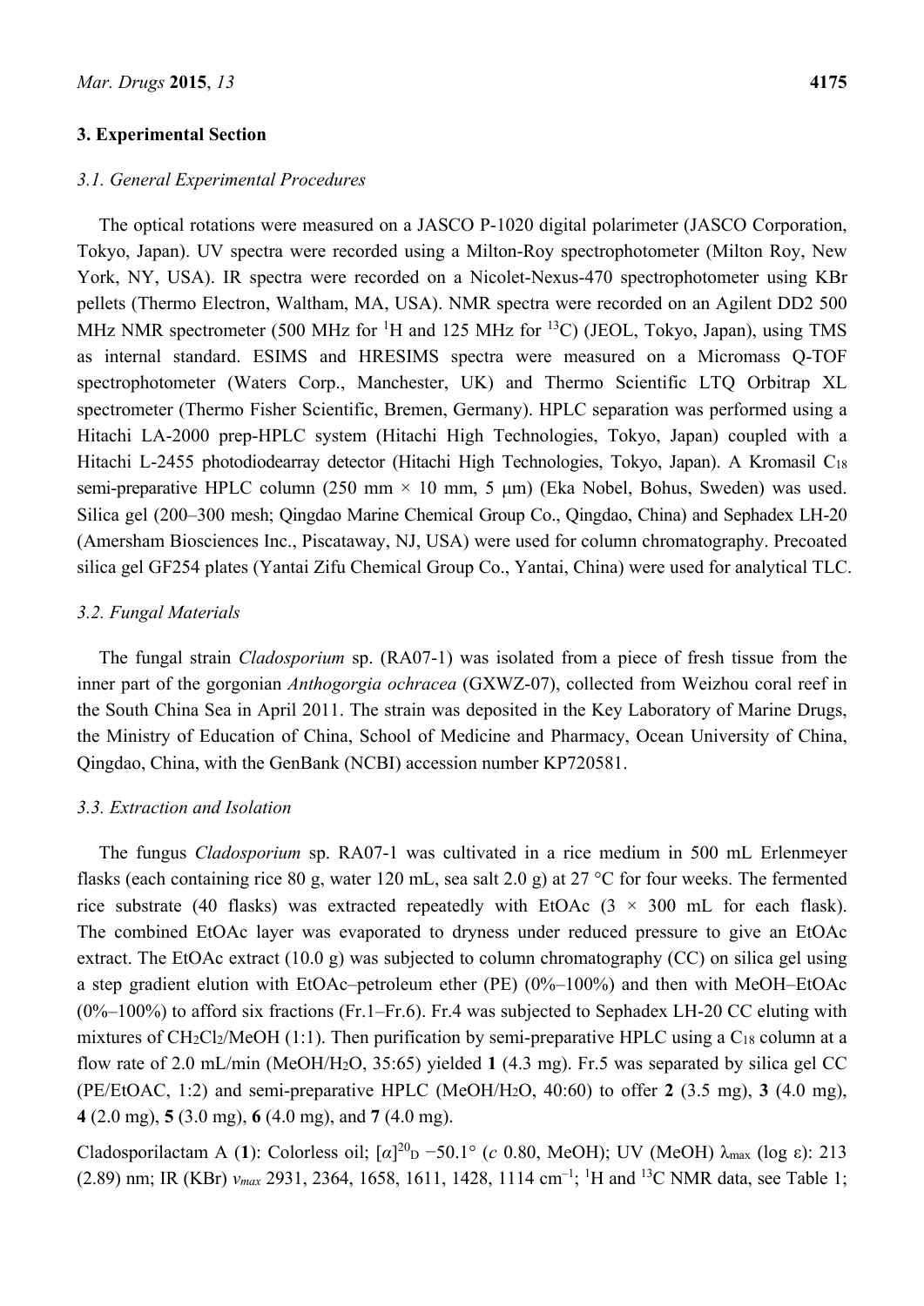## 3. Experimental Section

### 3.1. General Experimental Procedures

The optical rotations were measured on a JASCO P-1020 digital polarimeter (JASCO Corporation, Tokyo, Japan). UV spectra were recorded using a Milton-Roy spectrophotometer (Milton Roy, New York, NY, USA). IR spectra were recorded on a Nicolet-Nexus-470 spectrophotometer using KBr pellets (Thermo Electron, Waltham, MA, USA). NMR spectra were recorded on an Agilent DD2 500 MHz NMR spectrometer (500 MHz for $^{1}$H and 125 MHz for $^{13}$C) (JEOL, Tokyo, Japan), using TMS as internal standard. ESIMS and HRESIMS spectra were measured on a Micromass Q-TOF spectrophotometer (Waters Corp., Manchester, UK) and Thermo Scientific LTQ Orbitrap XL spectrometer (Thermo Fisher Scientific, Bremen, Germany). HPLC separation was performed using a Hitachi LA-2000 prep-HPLC system (Hitachi High Technologies, Tokyo, Japan) coupled with a Hitachi L-2455 photodiodearray detector (Hitachi High Technologies, Tokyo, Japan). A Kromasil $C_{18}$ semi-preparative HPLC column (250 mm × 10 mm, 5 μm) (Eka Nobel, Bohus, Sweden) was used. Silica gel (200–300 mesh; Qingdao Marine Chemical Group Co., Qingdao, China) and Sephadex LH-20 (Amersham Biosciences Inc., Piscataway, NJ, USA) were used for column chromatography. Precoated silica gel GF254 plates (Yantai Zifu Chemical Group Co., Yantai, China) were used for analytical TLC.

### 3.2. Fungal Materials

The fungal strain *Cladosporium* sp. (RA07-1) was isolated from a piece of fresh tissue from the inner part of the gorgonian *Anthogorgia ochracea* (GXWZ-07), collected from Weizhou coral reef in the South China Sea in April 2011. The strain was deposited in the Key Laboratory of Marine Drugs, the Ministry of Education of China, School of Medicine and Pharmacy, Ocean University of China, Qingdao, China, with the GenBank (NCBI) accession number KP720581.

### 3.3. Extraction and Isolation

The fungus *Cladosporium* sp. RA07-1 was cultivated in a rice medium in 500 mL Erlenmeyer flasks (each containing rice 80 g, water 120 mL, sea salt 2.0 g) at 27 °C for four weeks. The fermented rice substrate (40 flasks) was extracted repeatedly with EtOAc (3 × 300 mL for each flask). The combined EtOAc layer was evaporated to dryness under reduced pressure to give an EtOAc extract. The EtOAc extract (10.0 g) was subjected to column chromatography (CC) on silica gel using a step gradient elution with EtOAc–petroleum ether (PE) (0%–100%) and then with MeOH–EtOAc (0%–100%) to afford six fractions (Fr.1–Fr.6). Fr.4 was subjected to Sephadex LH-20 CC eluting with mixtures of $CH_2Cl_2$/MeOH (1:1). Then purification by semi-preparative HPLC using a $C_{18}$ column at a flow rate of 2.0 mL/min (MeOH/$H_2O$, 35:65) yielded **1** (4.3 mg). Fr.5 was separated by silica gel CC (PE/EtOAC, 1:2) and semi-preparative HPLC (MeOH/$H_2O$, 40:60) to offer **2** (3.5 mg), **3** (4.0 mg), **4** (2.0 mg), **5** (3.0 mg), **6** (4.0 mg), and **7** (4.0 mg).

Cladosporilactam A (**1**): Colorless oil; $[\alpha]^{20}_{D}$ −50.1° (*c* 0.80, MeOH); UV (MeOH) $\lambda_{max}$ (log ε): 213 (2.89) nm; IR (KBr) $\nu_{max}$ 2931, 2364, 1658, 1611, 1428, 1114 cm$^{-1}$; $^{1}$H and $^{13}$C NMR data, see Table 1;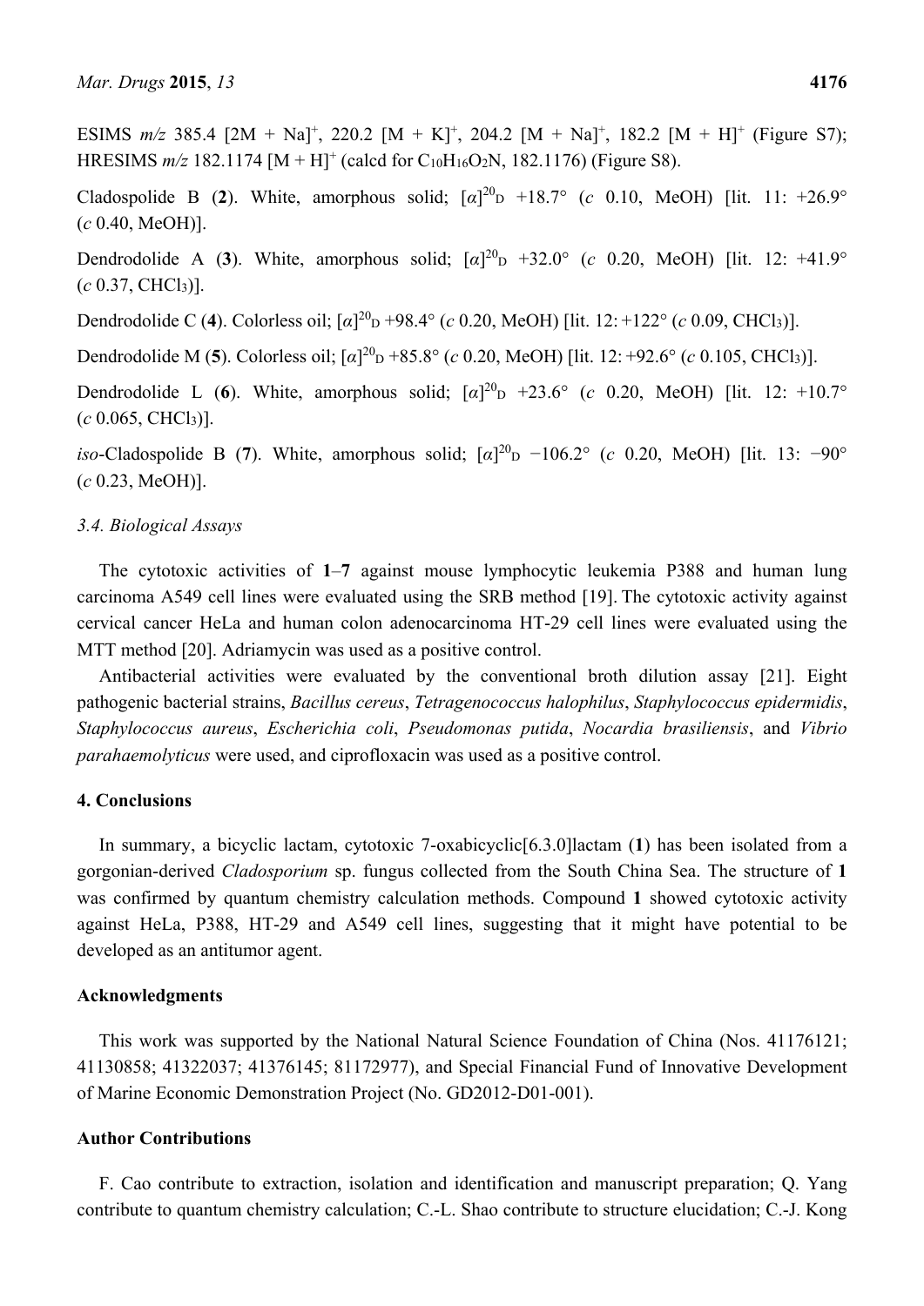ESIMS *m/z* 385.4 $[2M + Na]^+$, 220.2 $[M + K]^+$, 204.2 $[M + Na]^+$, 182.2 $[M + H]^+$ (Figure S7); HRESIMS *m/z* 182.1174 $[M + H]^+$ (calcd for $C_{10}H_{16}O_2N$, 182.1176) (Figure S8).

Cladospolide B (**2**). White, amorphous solid; $[\alpha]^{20}_{D}$ +18.7° (*c* 0.10, MeOH) [lit. 11: +26.9° (*c* 0.40, MeOH)].

Dendrodolide A (**3**). White, amorphous solid; $[\alpha]^{20}_{D}$ +32.0° (*c* 0.20, MeOH) [lit. 12: +41.9° (*c* 0.37, $CHCl_3$)].

Dendrodolide C (**4**). Colorless oil; $[\alpha]^{20}_{D}$ +98.4° (*c* 0.20, MeOH) [lit. 12: +122° (*c* 0.09, $CHCl_3$)].

Dendrodolide M (**5**). Colorless oil; $[\alpha]^{20}_{D}$ +85.8° (*c* 0.20, MeOH) [lit. 12: +92.6° (*c* 0.105, $CHCl_3$)].

Dendrodolide L (**6**). White, amorphous solid; $[\alpha]^{20}_{D}$ +23.6° (*c* 0.20, MeOH) [lit. 12: +10.7° (*c* 0.065, $CHCl_3$)].

*iso*-Cladospolide B (**7**). White, amorphous solid; $[\alpha]^{20}_{D}$ −106.2° (*c* 0.20, MeOH) [lit. 13: −90° (*c* 0.23, MeOH)].

### *3.4. Biological Assays*

The cytotoxic activities of **1**–**7** against mouse lymphocytic leukemia P388 and human lung carcinoma A549 cell lines were evaluated using the SRB method [19]. The cytotoxic activity against cervical cancer HeLa and human colon adenocarcinoma HT-29 cell lines were evaluated using the MTT method [20]. Adriamycin was used as a positive control.

Antibacterial activities were evaluated by the conventional broth dilution assay [21]. Eight pathogenic bacterial strains, *Bacillus cereus*, *Tetragenococcus halophilus*, *Staphylococcus epidermidis*, *Staphylococcus aureus*, *Escherichia coli*, *Pseudomonas putida*, *Nocardia brasiliensis*, and *Vibrio parahaemolyticus* were used, and ciprofloxacin was used as a positive control.

## 4. Conclusions

In summary, a bicyclic lactam, cytotoxic 7-oxabicyclic[6.3.0]lactam (**1**) has been isolated from a gorgonian-derived *Cladosporium* sp. fungus collected from the South China Sea. The structure of **1** was confirmed by quantum chemistry calculation methods. Compound **1** showed cytotoxic activity against HeLa, P388, HT-29 and A549 cell lines, suggesting that it might have potential to be developed as an antitumor agent.

## Acknowledgments

This work was supported by the National Natural Science Foundation of China (Nos. 41176121; 41130858; 41322037; 41376145; 81172977), and Special Financial Fund of Innovative Development of Marine Economic Demonstration Project (No. GD2012-D01-001).

## Author Contributions

F. Cao contribute to extraction, isolation and identification and manuscript preparation; Q. Yang contribute to quantum chemistry calculation; C.-L. Shao contribute to structure elucidation; C.-J. Kong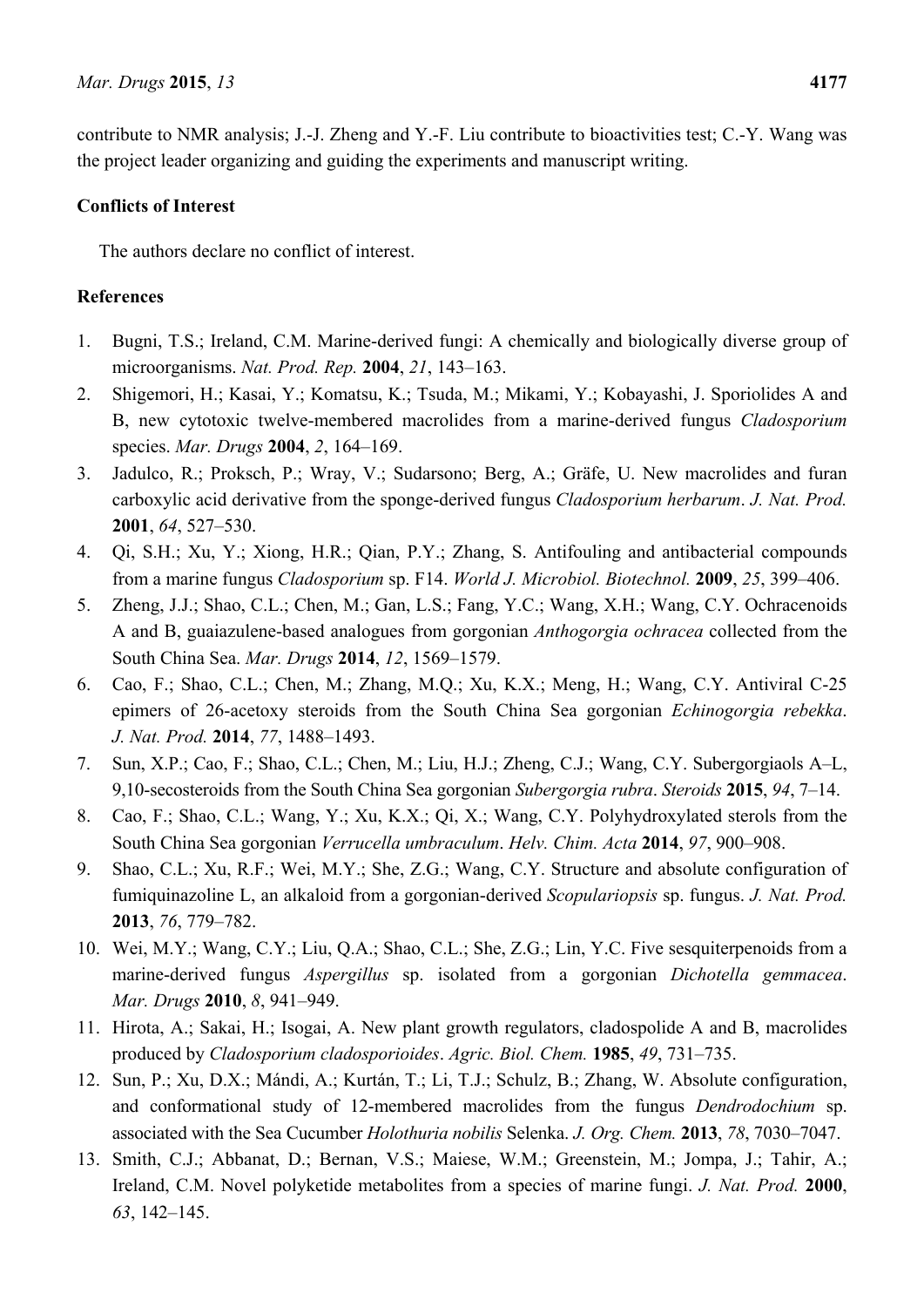contribute to NMR analysis; J.-J. Zheng and Y.-F. Liu contribute to bioactivities test; C.-Y. Wang was the project leader organizing and guiding the experiments and manuscript writing.

## Conflicts of Interest

The authors declare no conflict of interest.

## References

1. Bugni, T.S.; Ireland, C.M. Marine-derived fungi: A chemically and biologically diverse group of microorganisms. *Nat. Prod. Rep.* **2004**, *21*, 143–163.
2. Shigemori, H.; Kasai, Y.; Komatsu, K.; Tsuda, M.; Mikami, Y.; Kobayashi, J. Sporiolides A and B, new cytotoxic twelve-membered macrolides from a marine-derived fungus *Cladosporium* species. *Mar. Drugs* **2004**, *2*, 164–169.
3. Jadulco, R.; Proksch, P.; Wray, V.; Sudarsono; Berg, A.; Gräfe, U. New macrolides and furan carboxylic acid derivative from the sponge-derived fungus *Cladosporium herbarum*. *J. Nat. Prod.* **2001**, *64*, 527–530.
4. Qi, S.H.; Xu, Y.; Xiong, H.R.; Qian, P.Y.; Zhang, S. Antifouling and antibacterial compounds from a marine fungus *Cladosporium* sp. F14. *World J. Microbiol. Biotechnol.* **2009**, *25*, 399–406.
5. Zheng, J.J.; Shao, C.L.; Chen, M.; Gan, L.S.; Fang, Y.C.; Wang, X.H.; Wang, C.Y. Ochracenoids A and B, guaiazulene-based analogues from gorgonian *Anthogorgia ochracea* collected from the South China Sea. *Mar. Drugs* **2014**, *12*, 1569–1579.
6. Cao, F.; Shao, C.L.; Chen, M.; Zhang, M.Q.; Xu, K.X.; Meng, H.; Wang, C.Y. Antiviral C-25 epimers of 26-acetoxy steroids from the South China Sea gorgonian *Echinogorgia rebekka*. *J. Nat. Prod.* **2014**, *77*, 1488–1493.
7. Sun, X.P.; Cao, F.; Shao, C.L.; Chen, M.; Liu, H.J.; Zheng, C.J.; Wang, C.Y. Subergorgiaols A–L, 9,10-secosteroids from the South China Sea gorgonian *Subergorgia rubra*. *Steroids* **2015**, *94*, 7–14.
8. Cao, F.; Shao, C.L.; Wang, Y.; Xu, K.X.; Qi, X.; Wang, C.Y. Polyhydroxylated sterols from the South China Sea gorgonian *Verrucella umbraculum*. *Helv. Chim. Acta* **2014**, *97*, 900–908.
9. Shao, C.L.; Xu, R.F.; Wei, M.Y.; She, Z.G.; Wang, C.Y. Structure and absolute configuration of fumiquinazoline L, an alkaloid from a gorgonian-derived *Scopulariopsis* sp. fungus. *J. Nat. Prod.* **2013**, *76*, 779–782.
10. Wei, M.Y.; Wang, C.Y.; Liu, Q.A.; Shao, C.L.; She, Z.G.; Lin, Y.C. Five sesquiterpenoids from a marine-derived fungus *Aspergillus* sp. isolated from a gorgonian *Dichotella gemmacea*. *Mar. Drugs* **2010**, *8*, 941–949.
11. Hirota, A.; Sakai, H.; Isogai, A. New plant growth regulators, cladospolide A and B, macrolides produced by *Cladosporium cladosporioides*. *Agric. Biol. Chem.* **1985**, *49*, 731–735.
12. Sun, P.; Xu, D.X.; Mándi, A.; Kurtán, T.; Li, T.J.; Schulz, B.; Zhang, W. Absolute configuration, and conformational study of 12-membered macrolides from the fungus *Dendrodochium* sp. associated with the Sea Cucumber *Holothuria nobilis* Selenka. *J. Org. Chem.* **2013**, *78*, 7030–7047.
13. Smith, C.J.; Abbanat, D.; Bernan, V.S.; Maiese, W.M.; Greenstein, M.; Jompa, J.; Tahir, A.; Ireland, C.M. Novel polyketide metabolites from a species of marine fungi. *J. Nat. Prod.* **2000**, *63*, 142–145.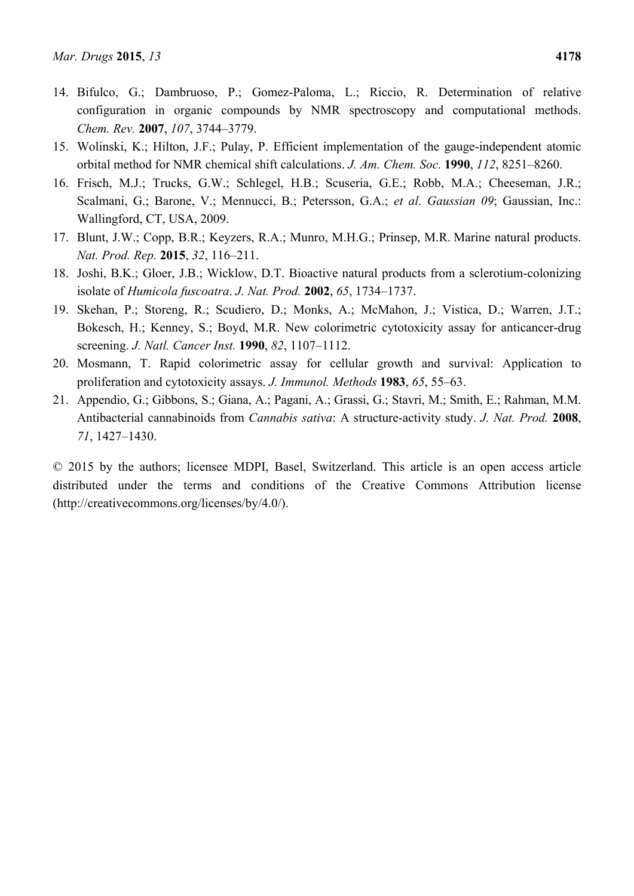14. Bifulco, G.; Dambruoso, P.; Gomez-Paloma, L.; Riccio, R. Determination of relative configuration in organic compounds by NMR spectroscopy and computational methods. *Chem. Rev.* **2007**, *107*, 3744–3779.
15. Wolinski, K.; Hilton, J.F.; Pulay, P. Efficient implementation of the gauge-independent atomic orbital method for NMR chemical shift calculations. *J. Am. Chem. Soc.* **1990**, *112*, 8251–8260.
16. Frisch, M.J.; Trucks, G.W.; Schlegel, H.B.; Scuseria, G.E.; Robb, M.A.; Cheeseman, J.R.; Scalmani, G.; Barone, V.; Mennucci, B.; Petersson, G.A.; *et al*. *Gaussian 09*; Gaussian, Inc.: Wallingford, CT, USA, 2009.
17. Blunt, J.W.; Copp, B.R.; Keyzers, R.A.; Munro, M.H.G.; Prinsep, M.R. Marine natural products. *Nat. Prod. Rep.* **2015**, *32*, 116–211.
18. Joshi, B.K.; Gloer, J.B.; Wicklow, D.T. Bioactive natural products from a sclerotium-colonizing isolate of *Humicola fuscoatra*. *J. Nat. Prod.* **2002**, *65*, 1734–1737.
19. Skehan, P.; Storeng, R.; Scudiero, D.; Monks, A.; McMahon, J.; Vistica, D.; Warren, J.T.; Bokesch, H.; Kenney, S.; Boyd, M.R. New colorimetric cytotoxicity assay for anticancer-drug screening. *J. Natl. Cancer Inst.* **1990**, *82*, 1107–1112.
20. Mosmann, T. Rapid colorimetric assay for cellular growth and survival: Application to proliferation and cytotoxicity assays. *J. Immunol. Methods* **1983**, *65*, 55–63.
21. Appendio, G.; Gibbons, S.; Giana, A.; Pagani, A.; Grassi, G.; Stavri, M.; Smith, E.; Rahman, M.M. Antibacterial cannabinoids from *Cannabis sativa*: A structure-activity study. *J. Nat. Prod.* **2008**, *71*, 1427–1430.

© 2015 by the authors; licensee MDPI, Basel, Switzerland. This article is an open access article distributed under the terms and conditions of the Creative Commons Attribution license (http://creativecommons.org/licenses/by/4.0/).